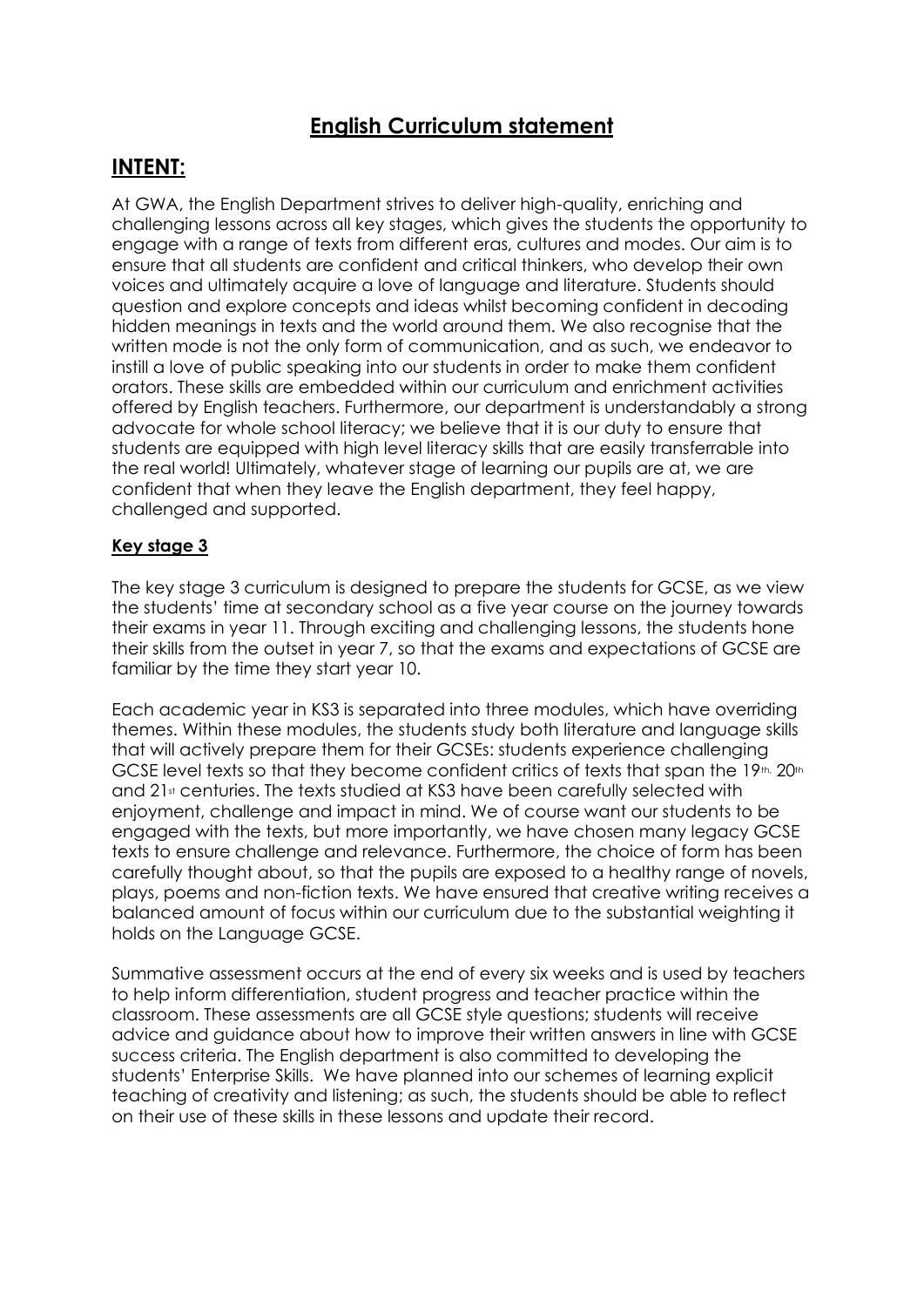# English Curriculum statement

## INTENT:

At GWA, the English Department strives to deliver high-quality, enriching and challenging lessons across all key stages, which gives the students the opportunity to engage with a range of texts from different eras, cultures and modes. Our aim is to ensure that all students are confident and critical thinkers, who develop their own voices and ultimately acquire a love of language and literature. Students should question and explore concepts and ideas whilst becoming confident in decoding hidden meanings in texts and the world around them. We also recognise that the written mode is not the only form of communication, and as such, we endeavor to instill a love of public speaking into our students in order to make them confident orators. These skills are embedded within our curriculum and enrichment activities offered by English teachers. Furthermore, our department is understandably a strong advocate for whole school literacy; we believe that it is our duty to ensure that students are equipped with high level literacy skills that are easily transferrable into the real world! Ultimately, whatever stage of learning our pupils are at, we are confident that when they leave the English department, they feel happy, challenged and supported.

### Key stage 3

The key stage 3 curriculum is designed to prepare the students for GCSE, as we view the students' time at secondary school as a five year course on the journey towards their exams in year 11. Through exciting and challenging lessons, the students hone their skills from the outset in year 7, so that the exams and expectations of GCSE are familiar by the time they start year 10.

Each academic year in KS3 is separated into three modules, which have overriding themes. Within these modules, the students study both literature and language skills that will actively prepare them for their GCSEs: students experience challenging GCSE level texts so that they become confident critics of texts that span the 19th, 20th and 21st centuries. The texts studied at KS3 have been carefully selected with enjoyment, challenge and impact in mind. We of course want our students to be engaged with the texts, but more importantly, we have chosen many legacy GCSE texts to ensure challenge and relevance. Furthermore, the choice of form has been carefully thought about, so that the pupils are exposed to a healthy range of novels, plays, poems and non-fiction texts. We have ensured that creative writing receives a balanced amount of focus within our curriculum due to the substantial weighting it holds on the Language GCSE.

Summative assessment occurs at the end of every six weeks and is used by teachers to help inform differentiation, student progress and teacher practice within the classroom. These assessments are all GCSE style questions; students will receive advice and guidance about how to improve their written answers in line with GCSE success criteria. The English department is also committed to developing the students' Enterprise Skills. We have planned into our schemes of learning explicit teaching of creativity and listening; as such, the students should be able to reflect on their use of these skills in these lessons and update their record.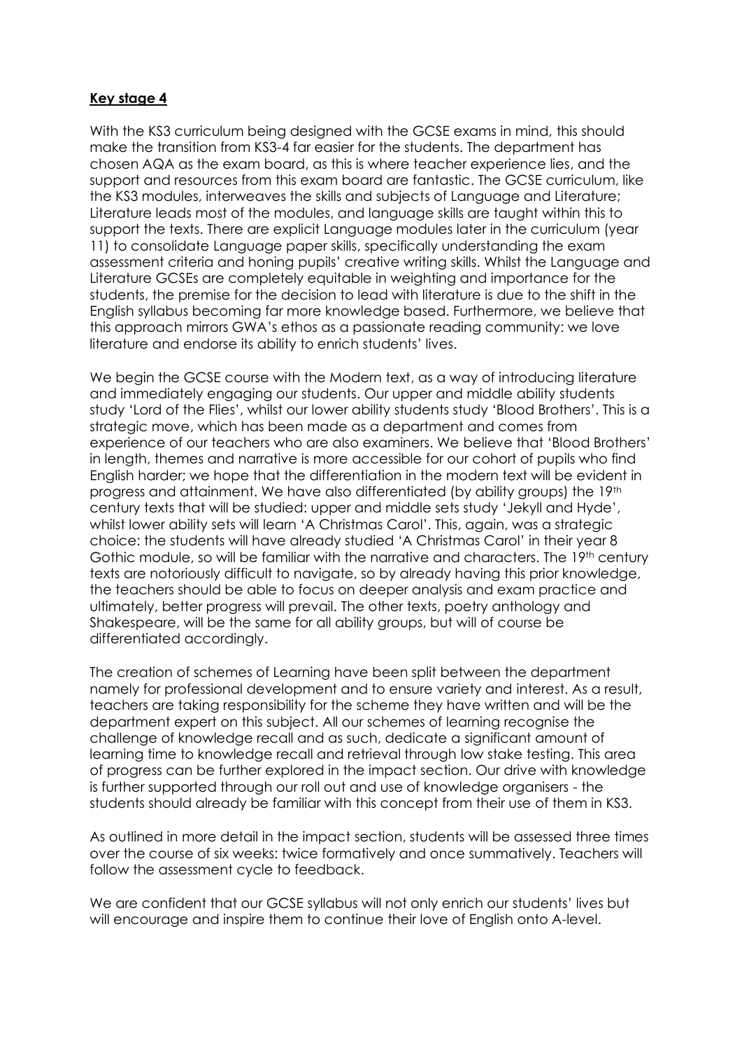## **Key stage 4**

With the KS3 curriculum being designed with the GCSE exams in mind, this should make the transition from KS3-4 far easier for the students. The department has chosen AQA as the exam board, as this is where teacher experience lies, and the support and resources from this exam board are fantastic. The GCSE curriculum, like the KS3 modules, interweaves the skills and subjects of Language and Literature; Literature leads most of the modules, and language skills are taught within this to support the texts. There are explicit Language modules later in the curriculum (year 11) to consolidate Language paper skills, specifically understanding the exam assessment criteria and honing pupils' creative writing skills. Whilst the Language and Literature GCSEs are completely equitable in weighting and importance for the students, the premise for the decision to lead with literature is due to the shift in the English syllabus becoming far more knowledge based. Furthermore, we believe that this approach mirrors GWA's ethos as a passionate reading community: we love literature and endorse its ability to enrich students' lives.

We begin the GCSE course with the Modern text, as a way of introducing literature and immediately engaging our students. Our upper and middle ability students study 'Lord of the Flies', whilst our lower ability students study 'Blood Brothers'. This is a strategic move, which has been made as a department and comes from experience of our teachers who are also examiners. We believe that 'Blood Brothers' in length, themes and narrative is more accessible for our cohort of pupils who find English harder; we hope that the differentiation in the modern text will be evident in progress and attainment. We have also differentiated (by ability groups) the 19th century texts that will be studied: upper and middle sets study 'Jekyll and Hyde', whilst lower ability sets will learn 'A Christmas Carol'. This, again, was a strategic choice: the students will have already studied 'A Christmas Carol' in their year 8 Gothic module, so will be familiar with the narrative and characters. The 19th century texts are notoriously difficult to navigate, so by already having this prior knowledge, the teachers should be able to focus on deeper analysis and exam practice and ultimately, better progress will prevail. The other texts, poetry anthology and Shakespeare, will be the same for all ability groups, but will of course be differentiated accordingly.

The creation of schemes of Learning have been split between the department namely for professional development and to ensure variety and interest. As a result, teachers are taking responsibility for the scheme they have written and will be the department expert on this subject. All our schemes of learning recognise the challenge of knowledge recall and as such, dedicate a significant amount of learning time to knowledge recall and retrieval through low stake testing. This area of progress can be further explored in the impact section. Our drive with knowledge is further supported through our roll out and use of knowledge organisers - the students should already be familiar with this concept from their use of them in KS3.

As outlined in more detail in the impact section, students will be assessed three times over the course of six weeks: twice formatively and once summatively. Teachers will follow the assessment cycle to feedback.

We are confident that our GCSE syllabus will not only enrich our students' lives but will encourage and inspire them to continue their love of English onto A-level.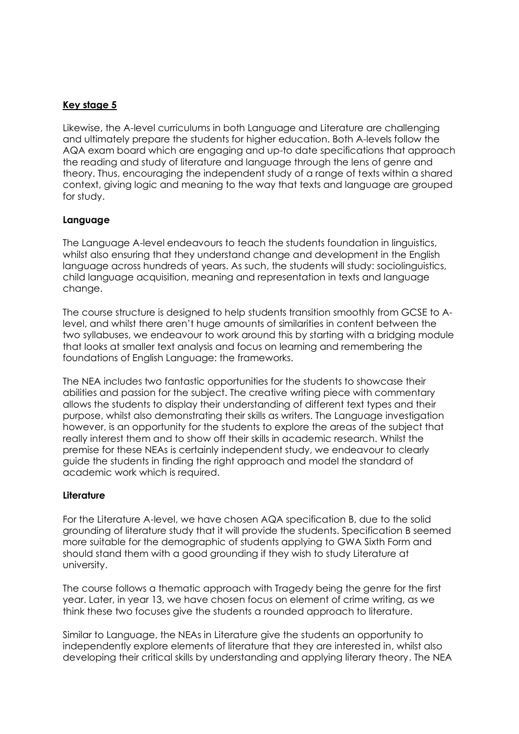## Key stage 5

Likewise, the A-level curriculums in both Language and Literature are challenging and ultimately prepare the students for higher education. Both A-levels follow the AQA exam board which are engaging and up-to date specifications that approach the reading and study of literature and language through the lens of genre and theory. Thus, encouraging the independent study of a range of texts within a shared context, giving logic and meaning to the way that texts and language are grouped for study.

### Language

The Language A-level endeavours to teach the students foundation in linguistics, whilst also ensuring that they understand change and development in the English language across hundreds of years. As such, the students will study: sociolinguistics, child language acquisition, meaning and representation in texts and language change.

The course structure is designed to help students transition smoothly from GCSE to A-level, and whilst there aren't huge amounts of similarities in content between the two syllabuses, we endeavour to work around this by starting with a bridging module that looks at smaller text analysis and focus on learning and remembering the foundations of English Language: the frameworks.

The NEA includes two fantastic opportunities for the students to showcase their abilities and passion for the subject. The creative writing piece with commentary allows the students to display their understanding of different text types and their purpose, whilst also demonstrating their skills as writers. The Language investigation however, is an opportunity for the students to explore the areas of the subject that really interest them and to show off their skills in academic research. Whilst the premise for these NEAs is certainly independent study, we endeavour to clearly guide the students in finding the right approach and model the standard of academic work which is required.

### Literature

For the Literature A-level, we have chosen AQA specification B, due to the solid grounding of literature study that it will provide the students. Specification B seemed more suitable for the demographic of students applying to GWA Sixth Form and should stand them with a good grounding if they wish to study Literature at university.

The course follows a thematic approach with Tragedy being the genre for the first year. Later, in year 13, we have chosen focus on element of crime writing, as we think these two focuses give the students a rounded approach to literature.

Similar to Language, the NEAs in Literature give the students an opportunity to independently explore elements of literature that they are interested in, whilst also developing their critical skills by understanding and applying literary theory. The NEA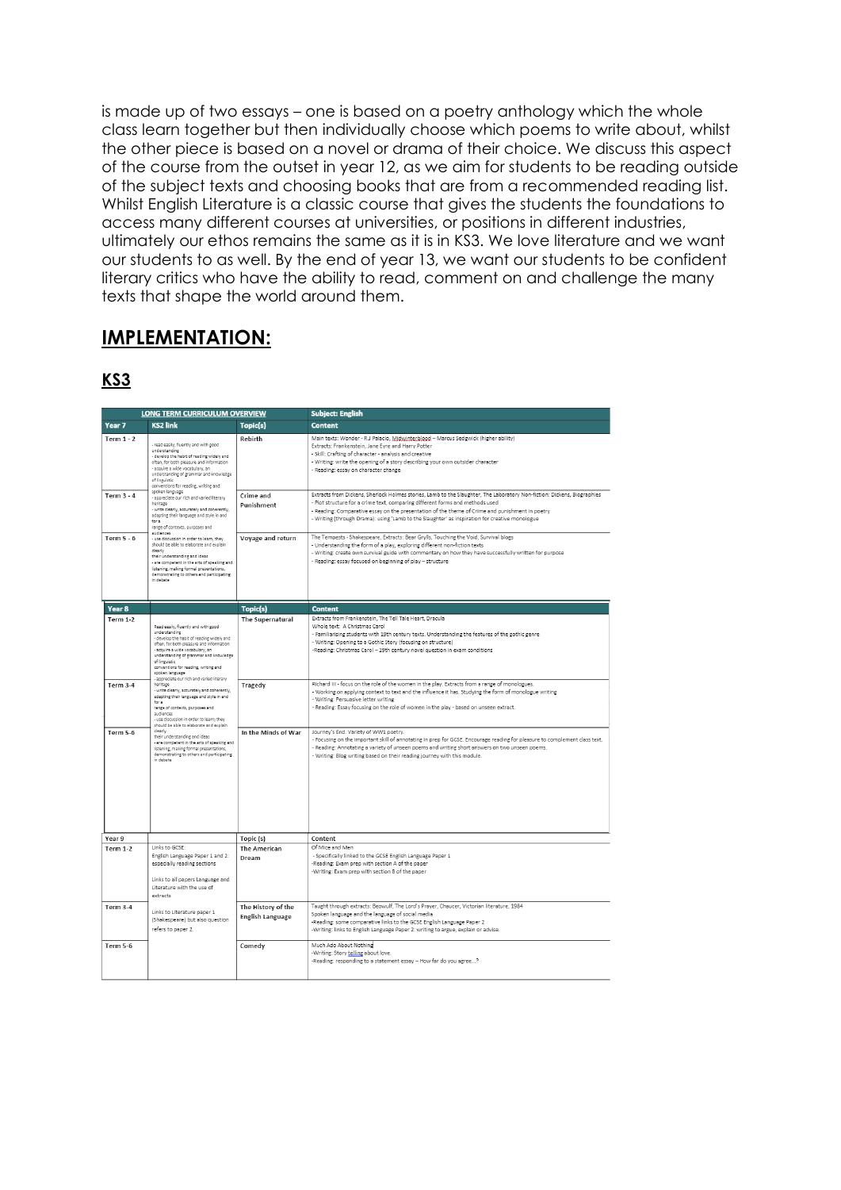is made up of two essays – one is based on a poetry anthology which the whole class learn together but then individually choose which poems to write about, whilst the other piece is based on a novel or drama of their choice. We discuss this aspect of the course from the outset in year 12, as we aim for students to be reading outside of the subject texts and choosing books that are from a recommended reading list. Whilst English Literature is a classic course that gives the students the foundations to access many different courses at universities, or positions in different industries, ultimately our ethos remains the same as it is in KS3. We love literature and we want our students to as well. By the end of year 13, we want our students to be confident literary critics who have the ability to read, comment on and challenge the many texts that shape the world around them.

## IMPLEMENTATION:

### KS3

| LONG TERM CURRICULUM OVERVIEW | | | Subject: English |
|---|---|---|---|
| **Year 7** | **KS2 link** | **Topic(s)** | **Content** |
| Term 1 - 2 | - read easily, fluently and with good understanding<br>- develop the habit of reading widely and often, for both pleasure and information<br>- acquire a wide vocabulary, an understanding of grammar and knowledge of linguistic conventions for reading, writing and spoken language<br>- appreciate our rich and varied literary heritage<br>- write clearly, accurately and coherently, adapting their language and style in and for a range of contexts, purposes and audiences<br>- use discussion in order to learn; they should be able to elaborate and explain clearly their understanding and ideas<br>- are competent in the arts of speaking and listening, making formal presentations, demonstrating to others and participating in debate | Rebirth | Main texts: Wonder - RJ Palacio, Midwinterblood – Marcus Sedgwick (higher ability)<br>Extracts: Frankenstein, Jane Eyre and Harry Potter<br>- Skill: Crafting of character - analysis and creative<br>- Writing: write the opening of a story describing your own outsider character<br>- Reading: essay on character change |
| Term 3 - 4 | | Crime and Punishment | Extracts from Dickens, Sherlock Holmes stories, Lamb to the Slaughter, The Laboratory Non-fiction: Dickens, Biographies<br>- Plot structure for a crime text, comparing different forms and methods used<br>- Reading: Comparative essay on the presentation of the theme of crime and punishment in poetry<br>- Writing (through Drama): using 'Lamb to the Slaughter' as inspiration for creative monologue |
| Term 5 - 6 | | Voyage and return | The Tempests - Shakespeare, Extracts: Bear Grylls, Touching the Void, Survival blogs<br>- Understanding the form of a play, exploring different non-fiction texts<br>- Writing: create own survival guide with commentary on how they have successfully written for purpose<br>- Reading: essay focused on beginning of play – structure |
| **Year 8** | | **Topic(s)** | **Content** |
| Term 1-2 | Read easily, fluently and with good understanding<br>- develop the habit of reading widely and often, for both pleasure and information<br>- acquire a wide vocabulary, an understanding of grammar and knowledge of linguistic conventions for reading, writing and spoken language<br>- appreciate our rich and varied literary heritage<br>- write clearly, accurately and coherently, adapting their language and style in and for a range of contexts, purposes and audiences<br>- use discussion in order to learn; they should be able to elaborate and explain clearly their understanding and ideas<br>- are competent in the arts of speaking and listening, making formal presentations, demonstrating to others and participating in debate | The Supernatural | Extracts from Frankenstein, The Tell Tale Heart, Dracula<br>Whole text: A Christmas Carol<br>- Familiarising students with 19th century texts. Understanding the features of the gothic genre<br>- Writing: Opening to a Gothic Story (focusing on structure)<br>-Reading: Christmas Carol – 19th century novel question in exam conditions |
| Term 3-4 | | Tragedy | Richard III - focus on the role of the women in the play. Extracts from a range of monologues.<br>- Working on applying context to text and the influence it has. Studying the form of monologue writing<br>- Writing: Persuasive letter writing<br>- Reading: Essay focusing on the role of women in the play - based on unseen extract. |
| Term 5-6 | | In the Minds of War | Journey's End. Variety of WW1 poetry.<br>- Focusing on the important skill of annotating in prep for GCSE. Encourage reading for pleasure to complement class text.<br>- Reading: Annotating a variety of unseen poems and writing short answers on two unseen poems.<br>- Writing: Blog writing based on their reading journey with this module. |
| Year 9 | | Topic (s) | Content |
| Term 1-2 | Links to GCSE:<br>English Language Paper 1 and 2: especially reading sections<br><br>Links to all papers Language and Literature with the use of extracts | The American Dream | Of Mice and Men<br>- Specifically linked to the GCSE English Language Paper 1<br>-Reading: Exam prep with section A of the paper<br>-Writing: Exam prep with section B of the paper |
| Term 3-4 | Links to Literature paper 1 (Shakespeare) but also question refers to paper 2. | The History of the English Language | Taught through extracts: Beowulf, The Lord's Prayer, Chaucer, Victorian literature, 1984<br>Spoken language and the language of social media<br>-Reading: some comparative links to the GCSE English Language Paper 2<br>-Writing: links to English Language Paper 2: writing to argue, explain or advise. |
| Term 5-6 | | Comedy | Much Ado About Nothing<br>-Writing: Story telling about love.<br>-Reading: responding to a statement essay – How far do you agree…? |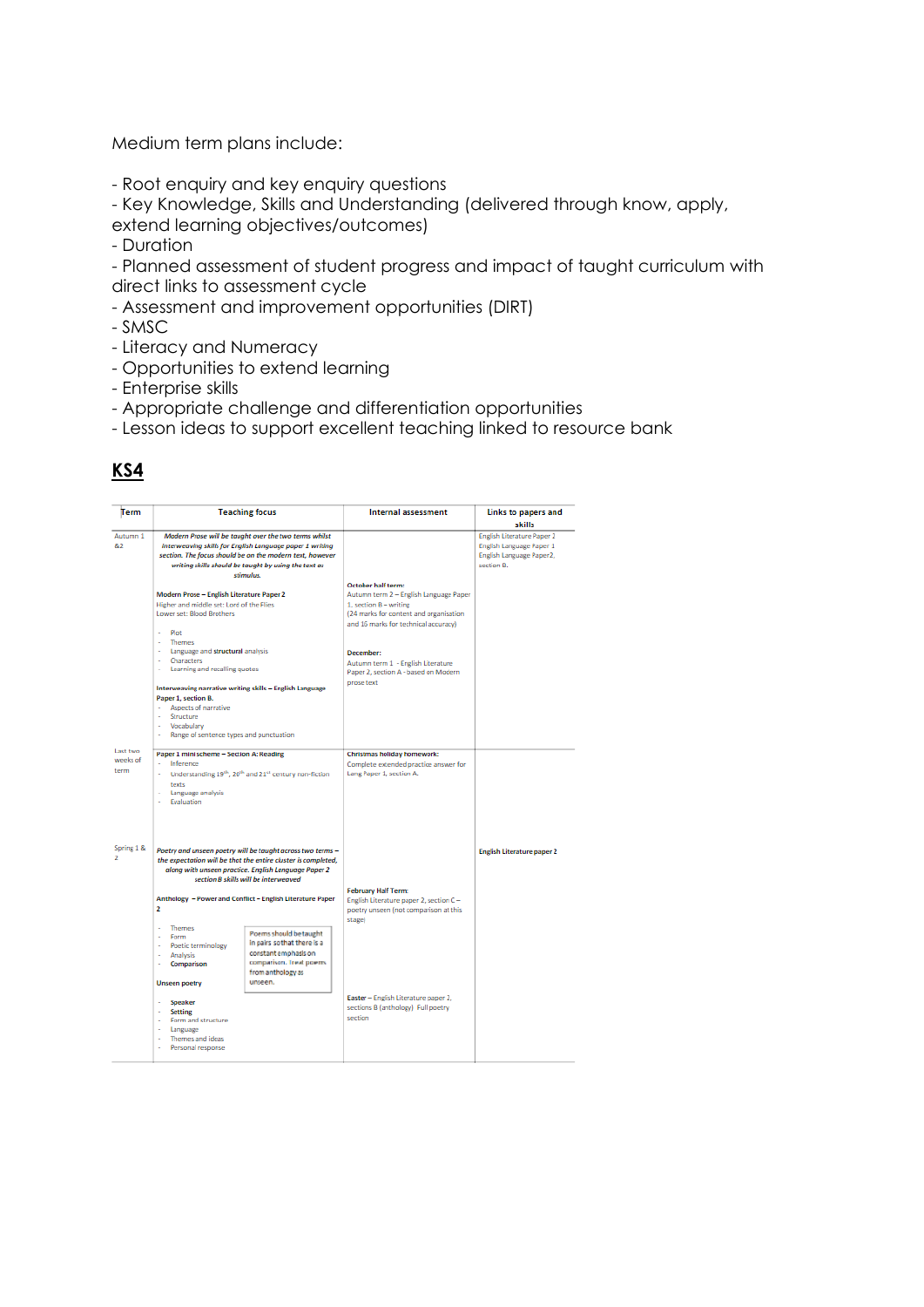Medium term plans include:

- Root enquiry and key enquiry questions
- Key Knowledge, Skills and Understanding (delivered through know, apply, extend learning objectives/outcomes)
- Duration
- Planned assessment of student progress and impact of taught curriculum with direct links to assessment cycle
- Assessment and improvement opportunities (DIRT)
- SMSC
- Literacy and Numeracy
- Opportunities to extend learning
- Enterprise skills
- Appropriate challenge and differentiation opportunities
- Lesson ideas to support excellent teaching linked to resource bank

## KS4

| Term | Teaching focus | Internal assessment | Links to papers and skills |
|---|---|---|---|
| Autumn 1 &2 | *Modern Prose will be taught over the two terms whilst interweaving skills for English Language paper 1 writing section. The focus should be on the modern text, however writing skills should be taught by using the text as stimulus.*<br><br>**Modern Prose – English Literature Paper 2**<br>Higher and middle set: Lord of the Flies<br>Lower set: Blood Brothers<br><br>- Plot<br>- Themes<br>- Language and structural analysis<br>- Characters<br>- Learning and recalling quotes<br><br>**Interweaving narrative writing skills – English Language Paper 1, section B.**<br>- Aspects of narrative<br>- Structure<br>- Vocabulary<br>- Range of sentence types and punctuation | **October half term:**<br>Autumn term 2 – English Language Paper 1, section B – writing<br>(24 marks for content and organisation and 16 marks for technical accuracy)<br><br>**December:**<br>Autumn term 1 - English Literature Paper 2, section A - based on Modern prose text | English Literature Paper 2<br>English Language Paper 1<br>English Language Paper2, section B. |
| Last two weeks of term | **Paper 1 mini scheme – Section A: Reading**<br>- Inference<br>- Understanding 19th, 20th and 21st century non-fiction texts<br>- Language analysis<br>- Evaluation | **Christmas holiday homework:**<br>Complete extended practice answer for Lang Paper 1, section A. | |
| Spring 1 & 2 | *Poetry and unseen poetry will be taught across two terms – the expectation will be that the entire cluster is completed, along with unseen practice. English Language Paper 2 section B skills will be interweaved*<br><br>**Anthology – Power and Conflict – English Literature Paper 2**<br><br>- Themes<br>- Form<br>- Poetic terminology<br>- Analysis<br>- **Comparison**<br><br>Poems should be taught in pairs so that there is a constant emphasis on comparison. Treat poems from anthology as unseen.<br><br>**Unseen poetry**<br><br>- **Speaker**<br>- **Setting**<br>- Form and structure<br>- Language<br>- Themes and ideas<br>- Personal response | **February Half Term:**<br>English Literature paper 2, section C – poetry unseen (not comparison at this stage)<br><br>**Easter** – English Literature paper 2, sections B (anthology) Full poetry section | **English Literature paper 2** |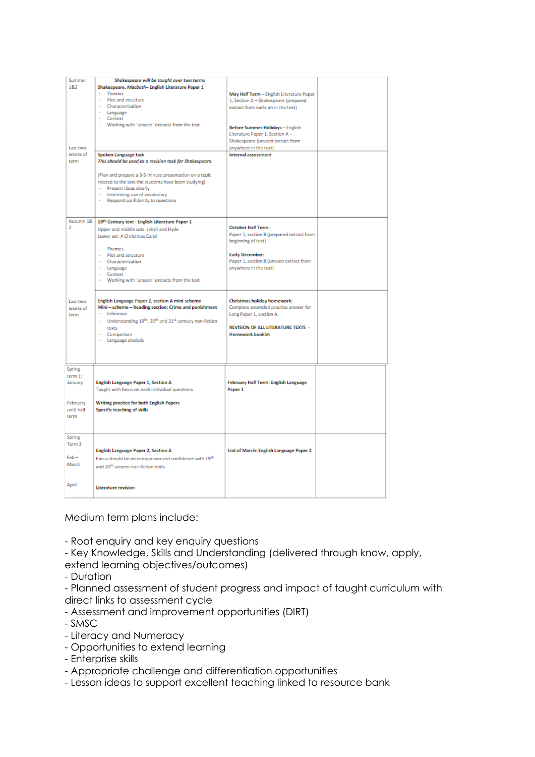| | | | |
|---|---|---|---|
| Summer 1&2 | ***Shakespeare will be taught over two terms*** **Shakespeare, *Macbeth*– English Literature Paper 1**<br>- Themes<br>- Plot and structure<br>- Characterisation<br>- Language<br>- Context<br>- Working with 'unseen' extracts from the text | **May Half Term** – English Literature Paper 1, Section A – Shakespeare (prepared extract from early on in the text)<br><br>**Before Summer Holidays** – English Literature Paper 1, Section A – Shakespeare (unseen extract from anywhere in the text) | |
| Last two weeks of term | **Spoken Language task**<br>***This should be used as a revision task for Shakespeare.***<br><br>(Plan and prepare a 3-5 minute presentation on a topic related to the text the students have been studying)<br>- Present ideas clearly<br>- Interesting use of vocabulary<br>- Respond confidently to questions | **Internal assessment** | |
| Autumn 1& 2 | **19th Century text - English Literature Paper 1**<br>Upper and middle sets: Jekyll and Hyde<br>Lower set: A Christmas Carol<br><br>- Themes<br>- Plot and structure<br>- Characterisation<br>- Language<br>- Context<br>- Working with 'unseen' extracts from the text | **October Half Term:**<br>Paper 1, section B (prepared extract from beginning of text)<br><br>**Early December:**<br>Paper 1, section B (unseen extract from anywhere in the text) | |
| Last two weeks of term | **English Language Paper 2, section A mini-scheme**<br>**Mini – scheme – Reading section: Crime and punishment**<br>- Inference<br>- Understanding 19th, 20th and 21st century non-fiction texts<br>- Comparison<br>- Language analysis | **Christmas holiday homework:**<br>Complete extended practice answer for Lang Paper 1, section A.<br><br>**REVISION OF ALL LITERATURE TEXTS - Homework booklet** | |
| Spring term 1: January<br><br>February until half term | **English Language Paper 1, Section A**<br>Taught with focus on each individual questions<br><br>**Writing practice for both English Papers**<br>**Specific teaching of skills** | **February Half Term: English Language Paper 1** | |
| Spring Term 2<br><br>Feb – March<br><br>April | **English Language Paper 2, Section A**<br>Focus should be on comparison and confidence with 19th and 20th unseen non-fiction texts.<br><br>**Literature revision** | **End of March: English Language Paper 2** | |

Medium term plans include:

- Root enquiry and key enquiry questions
- Key Knowledge, Skills and Understanding (delivered through know, apply, extend learning objectives/outcomes)
- Duration
- Planned assessment of student progress and impact of taught curriculum with direct links to assessment cycle
- Assessment and improvement opportunities (DIRT)
- SMSC
- Literacy and Numeracy
- Opportunities to extend learning
- Enterprise skills
- Appropriate challenge and differentiation opportunities
- Lesson ideas to support excellent teaching linked to resource bank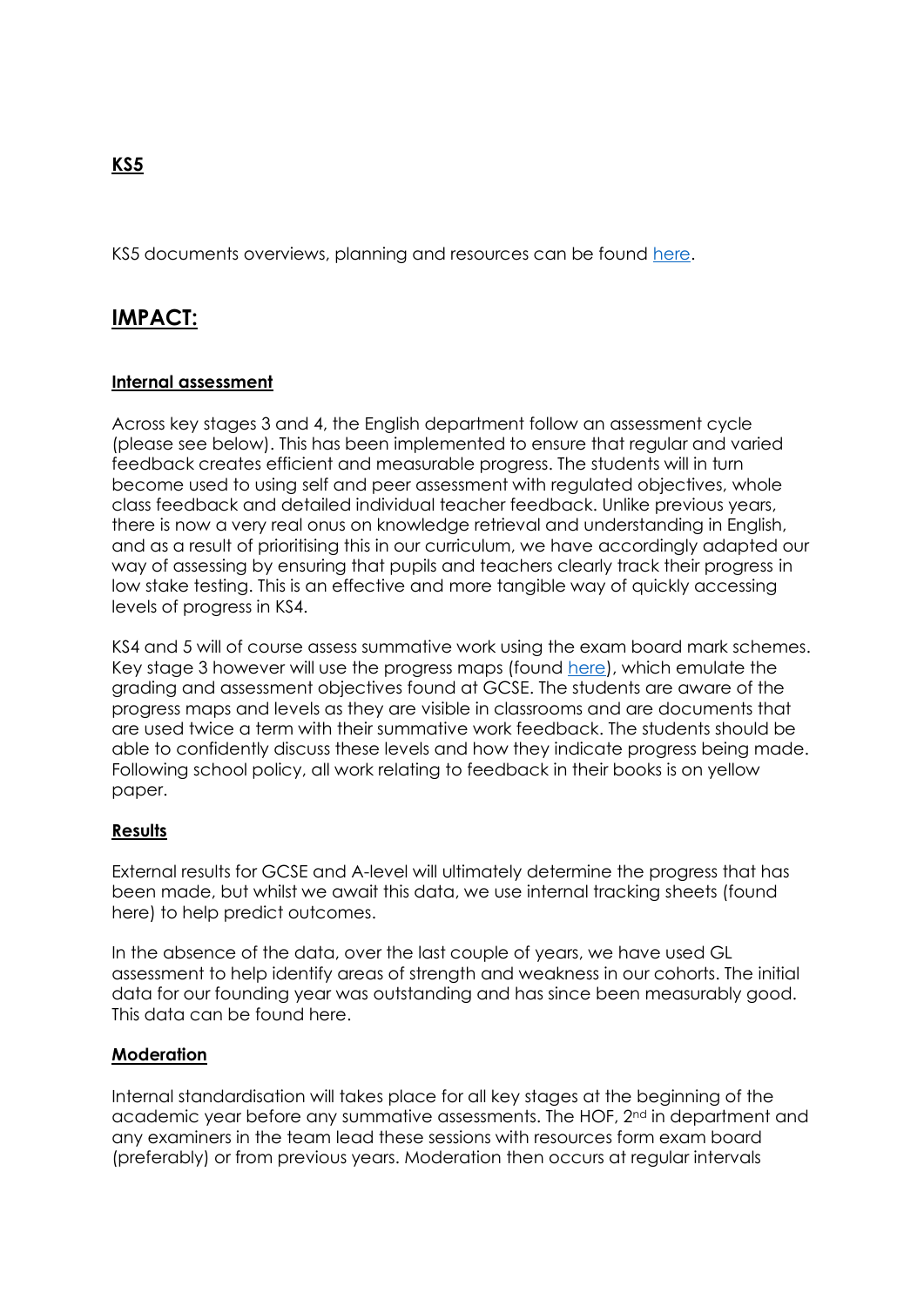**KS5**

KS5 documents overviews, planning and resources can be found [here](#).

## IMPACT:

**Internal assessment**

Across key stages 3 and 4, the English department follow an assessment cycle (please see below). This has been implemented to ensure that regular and varied feedback creates efficient and measurable progress. The students will in turn become used to using self and peer assessment with regulated objectives, whole class feedback and detailed individual teacher feedback. Unlike previous years, there is now a very real onus on knowledge retrieval and understanding in English, and as a result of prioritising this in our curriculum, we have accordingly adapted our way of assessing by ensuring that pupils and teachers clearly track their progress in low stake testing. This is an effective and more tangible way of quickly accessing levels of progress in KS4.

KS4 and 5 will of course assess summative work using the exam board mark schemes. Key stage 3 however will use the progress maps (found [here](#)), which emulate the grading and assessment objectives found at GCSE. The students are aware of the progress maps and levels as they are visible in classrooms and are documents that are used twice a term with their summative work feedback. The students should be able to confidently discuss these levels and how they indicate progress being made. Following school policy, all work relating to feedback in their books is on yellow paper.

**Results**

External results for GCSE and A-level will ultimately determine the progress that has been made, but whilst we await this data, we use internal tracking sheets (found here) to help predict outcomes.

In the absence of the data, over the last couple of years, we have used GL assessment to help identify areas of strength and weakness in our cohorts. The initial data for our founding year was outstanding and has since been measurably good. This data can be found here.

**Moderation**

Internal standardisation will takes place for all key stages at the beginning of the academic year before any summative assessments. The HOF, 2nd in department and any examiners in the team lead these sessions with resources form exam board (preferably) or from previous years. Moderation then occurs at regular intervals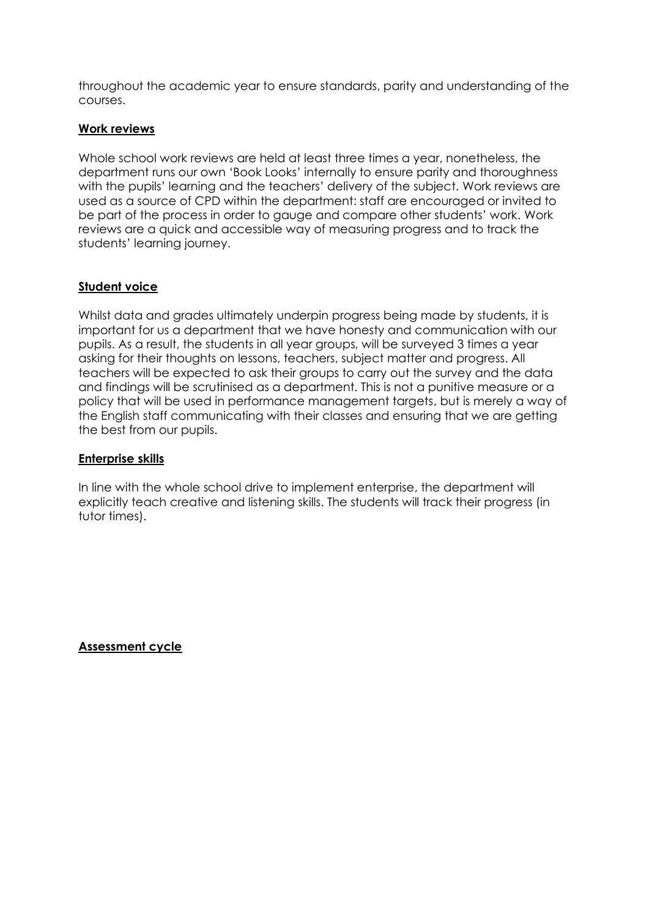throughout the academic year to ensure standards, parity and understanding of the courses.

## Work reviews

Whole school work reviews are held at least three times a year, nonetheless, the department runs our own 'Book Looks' internally to ensure parity and thoroughness with the pupils' learning and the teachers' delivery of the subject. Work reviews are used as a source of CPD within the department: staff are encouraged or invited to be part of the process in order to gauge and compare other students' work. Work reviews are a quick and accessible way of measuring progress and to track the students' learning journey.

## Student voice

Whilst data and grades ultimately underpin progress being made by students, it is important for us a department that we have honesty and communication with our pupils. As a result, the students in all year groups, will be surveyed 3 times a year asking for their thoughts on lessons, teachers, subject matter and progress. All teachers will be expected to ask their groups to carry out the survey and the data and findings will be scrutinised as a department. This is not a punitive measure or a policy that will be used in performance management targets, but is merely a way of the English staff communicating with their classes and ensuring that we are getting the best from our pupils.

## Enterprise skills

In line with the whole school drive to implement enterprise, the department will explicitly teach creative and listening skills. The students will track their progress (in tutor times).

## Assessment cycle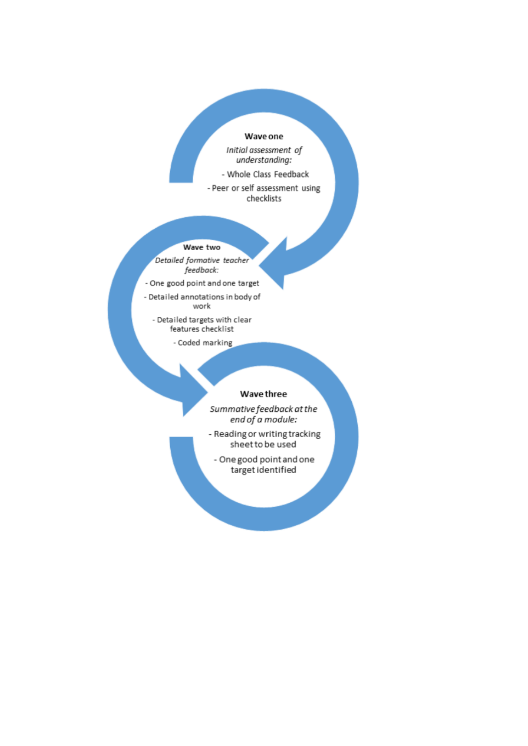**Wave one**

*Initial assessment of understanding:*

- Whole Class Feedback
- Peer or self assessment using checklists

**Wave two**

*Detailed formative teacher feedback:*

- One good point and one target
- Detailed annotations in body of work
- Detailed targets with clear features checklist
- Coded marking

**Wave three**

*Summative feedback at the end of a module:*

- Reading or writing tracking sheet to be used
- One good point and one target identified